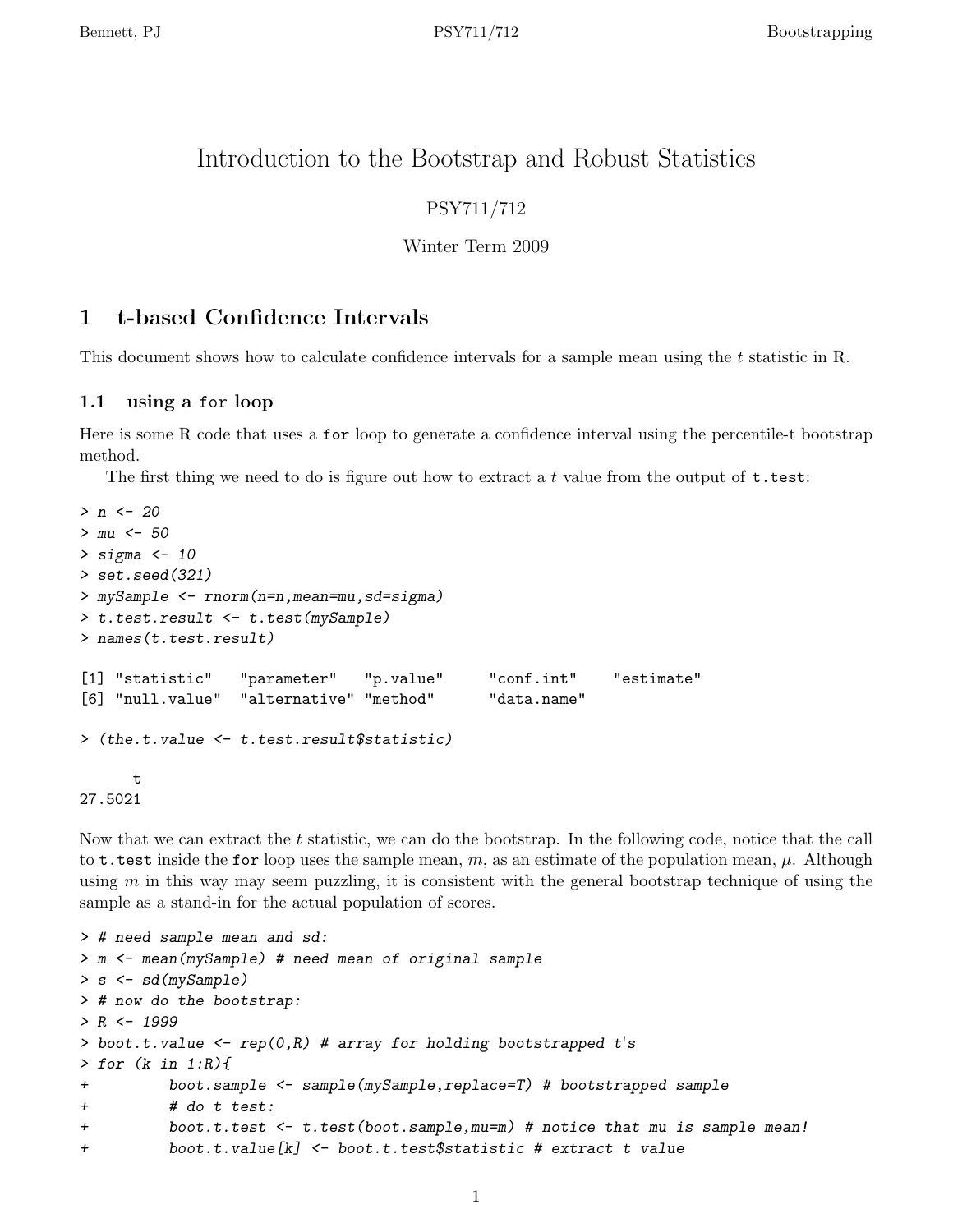# Introduction to the Bootstrap and Robust Statistics

PSY711/712

Winter Term 2009

## 1 t-based Confidence Intervals

This document shows how to calculate confidence intervals for a sample mean using the $t$ statistic in R.

### 1.1 using a `for` loop

Here is some R code that uses a `for` loop to generate a confidence interval using the percentile-t bootstrap method.

The first thing we need to do is figure out how to extract a $t$ value from the output of `t.test`:

```
> n <- 20
> mu <- 50
> sigma <- 10
> set.seed(321)
> mySample <- rnorm(n=n,mean=mu,sd=sigma)
> t.test.result <- t.test(mySample)
> names(t.test.result)

[1] "statistic"   "parameter"   "p.value"     "conf.int"    "estimate"
[6] "null.value"  "alternative" "method"      "data.name"

> (the.t.value <- t.test.result$statistic)

      t
27.5021
```

Now that we can extract the $t$ statistic, we can do the bootstrap. In the following code, notice that the call to `t.test` inside the `for` loop uses the sample mean, $m$, as an estimate of the population mean, $\mu$. Although using $m$ in this way may seem puzzling, it is consistent with the general bootstrap technique of using the sample as a stand-in for the actual population of scores.

```
> # need sample mean and sd:
> m <- mean(mySample) # need mean of original sample
> s <- sd(mySample)
> # now do the bootstrap:
> R <- 1999
> boot.t.value <- rep(0,R) # array for holding bootstrapped t's
> for (k in 1:R){
+         boot.sample <- sample(mySample,replace=T) # bootstrapped sample
+         # do t test:
+         boot.t.test <- t.test(boot.sample,mu=m) # notice that mu is sample mean!
+         boot.t.value[k] <- boot.t.test$statistic # extract t value
```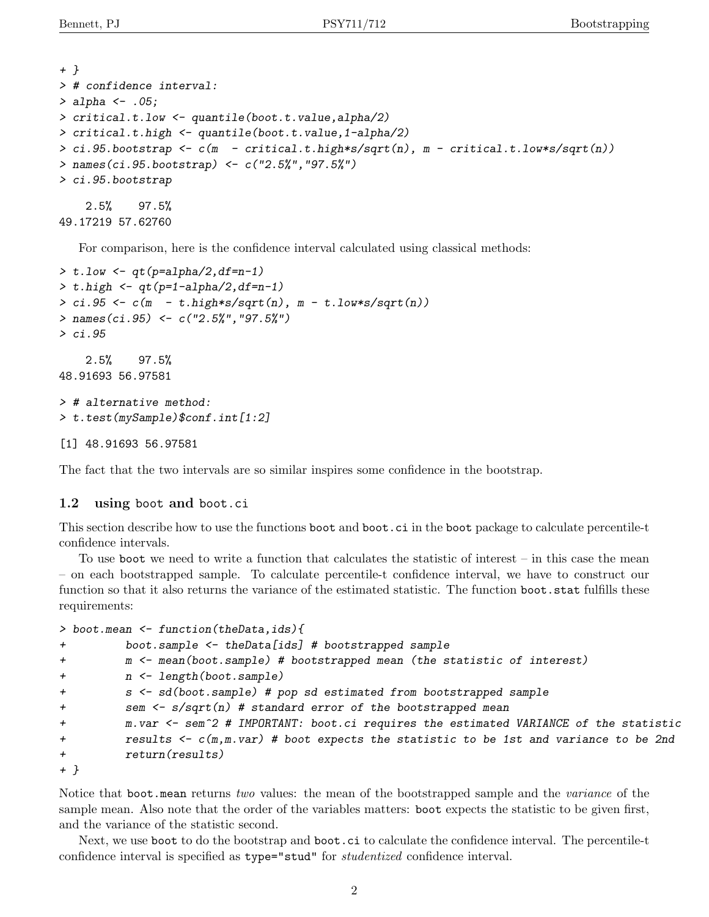```
+ }
> # confidence interval:
> alpha <- .05;
> critical.t.low <- quantile(boot.t.value,alpha/2)
> critical.t.high <- quantile(boot.t.value,1-alpha/2)
> ci.95.bootstrap <- c(m  - critical.t.high*s/sqrt(n), m - critical.t.low*s/sqrt(n))
> names(ci.95.bootstrap) <- c("2.5%","97.5%")
> ci.95.bootstrap
```

```
    2.5%    97.5%
49.17219 57.62760
```

For comparison, here is the confidence interval calculated using classical methods:

```
> t.low <- qt(p=alpha/2,df=n-1)
> t.high <- qt(p=1-alpha/2,df=n-1)
> ci.95 <- c(m  - t.high*s/sqrt(n), m - t.low*s/sqrt(n))
> names(ci.95) <- c("2.5%","97.5%")
> ci.95
```

```
    2.5%    97.5%
48.91693 56.97581
```

```
> # alternative method:
> t.test(mySample)$conf.int[1:2]
```

```
[1] 48.91693 56.97581
```

The fact that the two intervals are so similar inspires some confidence in the bootstrap.

### 1.2 using `boot` and `boot.ci`

This section describe how to use the functions `boot` and `boot.ci` in the `boot` package to calculate percentile-t confidence intervals.

To use `boot` we need to write a function that calculates the statistic of interest – in this case the mean – on each bootstrapped sample. To calculate percentile-t confidence interval, we have to construct our function so that it also returns the variance of the estimated statistic. The function `boot.stat` fulfills these requirements:

```
> boot.mean <- function(theData,ids){
+         boot.sample <- theData[ids] # bootstrapped sample
+         m <- mean(boot.sample) # bootstrapped mean (the statistic of interest)
+         n <- length(boot.sample)
+         s <- sd(boot.sample) # pop sd estimated from bootstrapped sample
+         sem <- s/sqrt(n) # standard error of the bootstrapped mean
+         m.var <- sem^2 # IMPORTANT: boot.ci requires the estimated VARIANCE of the statistic
+         results <- c(m,m.var) # boot expects the statistic to be 1st and variance to be 2nd
+         return(results)
+ }
```

Notice that `boot.mean` returns *two* values: the mean of the bootstrapped sample and the *variance* of the sample mean. Also note that the order of the variables matters: `boot` expects the statistic to be given first, and the variance of the statistic second.

Next, we use `boot` to do the bootstrap and `boot.ci` to calculate the confidence interval. The percentile-t confidence interval is specified as `type="stud"` for *studentized* confidence interval.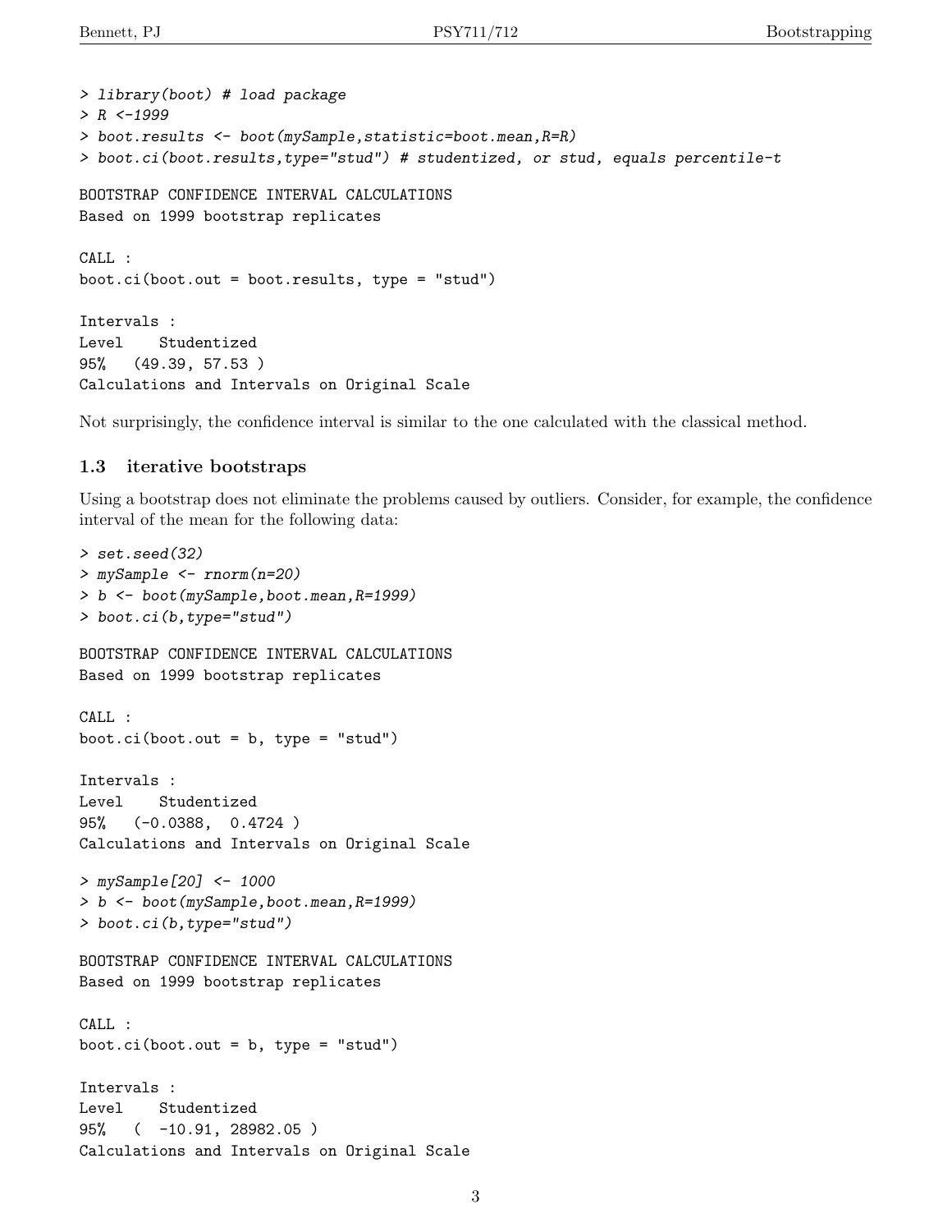```
> library(boot) # load package
> R <-1999
> boot.results <- boot(mySample,statistic=boot.mean,R=R)
> boot.ci(boot.results,type="stud") # studentized, or stud, equals percentile-t

BOOTSTRAP CONFIDENCE INTERVAL CALCULATIONS
Based on 1999 bootstrap replicates

CALL :
boot.ci(boot.out = boot.results, type = "stud")

Intervals :
Level    Studentized
95%   (49.39, 57.53 )
Calculations and Intervals on Original Scale
```

Not surprisingly, the confidence interval is similar to the one calculated with the classical method.

### 1.3 iterative bootstraps

Using a bootstrap does not eliminate the problems caused by outliers. Consider, for example, the confidence interval of the mean for the following data:

```
> set.seed(32)
> mySample <- rnorm(n=20)
> b <- boot(mySample,boot.mean,R=1999)
> boot.ci(b,type="stud")

BOOTSTRAP CONFIDENCE INTERVAL CALCULATIONS
Based on 1999 bootstrap replicates

CALL :
boot.ci(boot.out = b, type = "stud")

Intervals :
Level    Studentized
95%   (-0.0388,  0.4724 )
Calculations and Intervals on Original Scale

> mySample[20] <- 1000
> b <- boot(mySample,boot.mean,R=1999)
> boot.ci(b,type="stud")

BOOTSTRAP CONFIDENCE INTERVAL CALCULATIONS
Based on 1999 bootstrap replicates

CALL :
boot.ci(boot.out = b, type = "stud")

Intervals :
Level    Studentized
95%   (  -10.91, 28982.05 )
Calculations and Intervals on Original Scale
```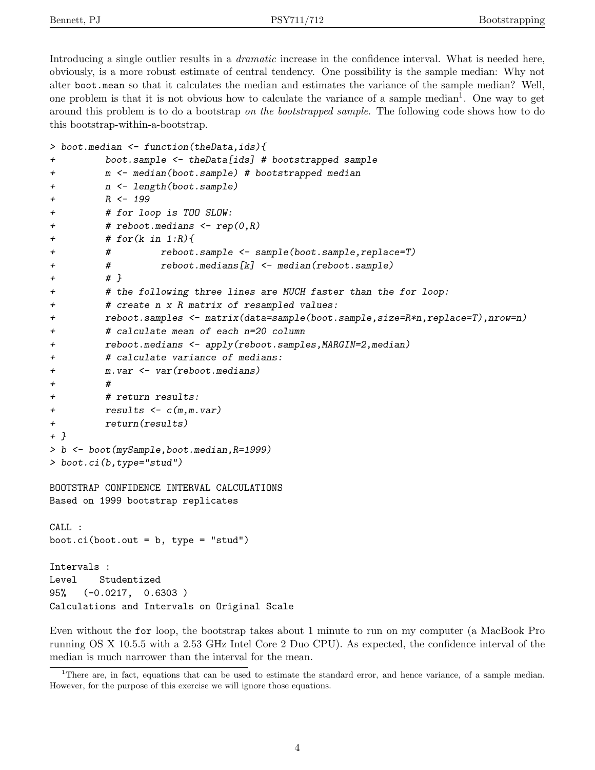Introducing a single outlier results in a *dramatic* increase in the confidence interval. What is needed here, obviously, is a more robust estimate of central tendency. One possibility is the sample median: Why not alter `boot.mean` so that it calculates the median and estimates the variance of the sample median? Well, one problem is that it is not obvious how to calculate the variance of a sample median[1]. One way to get around this problem is to do a bootstrap *on the bootstrapped sample*. The following code shows how to do this bootstrap-within-a-bootstrap.

```
> boot.median <- function(theData,ids){
+         boot.sample <- theData[ids] # bootstrapped sample
+         m <- median(boot.sample) # bootstrapped median
+         n <- length(boot.sample)
+         R <- 199
+         # for loop is TOO SLOW:
+         # reboot.medians <- rep(0,R)
+         # for(k in 1:R){
+         #         reboot.sample <- sample(boot.sample,replace=T)
+         #         reboot.medians[k] <- median(reboot.sample)
+         # }
+         # the following three lines are MUCH faster than the for loop:
+         # create n x R matrix of resampled values:
+         reboot.samples <- matrix(data=sample(boot.sample,size=R*n,replace=T),nrow=n)
+         # calculate mean of each n=20 column
+         reboot.medians <- apply(reboot.samples,MARGIN=2,median)
+         # calculate variance of medians:
+         m.var <- var(reboot.medians)
+         #
+         # return results:
+         results <- c(m,m.var)
+         return(results)
+ }
> b <- boot(mySample,boot.median,R=1999)
> boot.ci(b,type="stud")

BOOTSTRAP CONFIDENCE INTERVAL CALCULATIONS
Based on 1999 bootstrap replicates

CALL :
boot.ci(boot.out = b, type = "stud")

Intervals :
Level    Studentized
95%   (-0.0217,  0.6303 )
Calculations and Intervals on Original Scale
```

Even without the `for` loop, the bootstrap takes about 1 minute to run on my computer (a MacBook Pro running OS X 10.5.5 with a 2.53 GHz Intel Core 2 Duo CPU). As expected, the confidence interval of the median is much narrower than the interval for the mean.

[1]There are, in fact, equations that can be used to estimate the standard error, and hence variance, of a sample median. However, for the purpose of this exercise we will ignore those equations.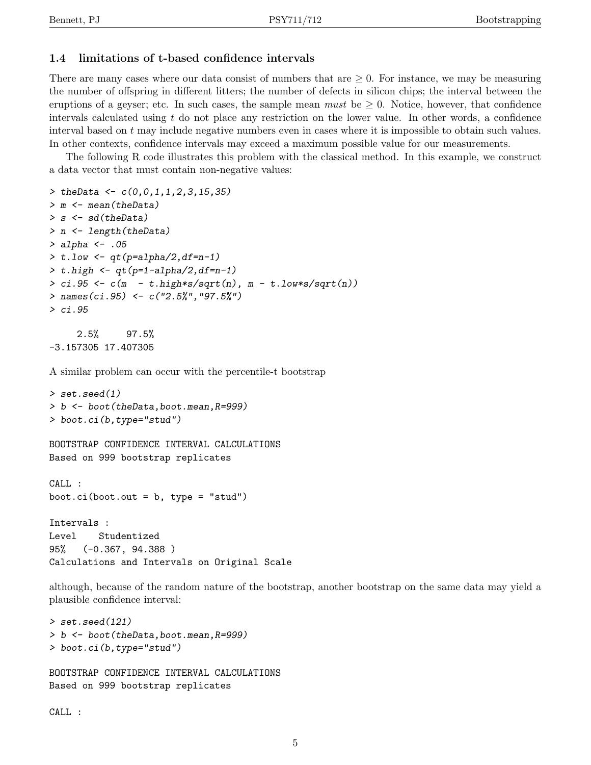### 1.4 limitations of t-based confidence intervals

There are many cases where our data consist of numbers that are $\geq 0$. For instance, we may be measuring the number of offspring in different litters; the number of defects in silicon chips; the interval between the eruptions of a geyser; etc. In such cases, the sample mean *must* be $\geq 0$. Notice, however, that confidence intervals calculated using $t$ do not place any restriction on the lower value. In other words, a confidence interval based on $t$ may include negative numbers even in cases where it is impossible to obtain such values. In other contexts, confidence intervals may exceed a maximum possible value for our measurements.

The following R code illustrates this problem with the classical method. In this example, we construct a data vector that must contain non-negative values:

```
> theData <- c(0,0,1,1,2,3,15,35)
> m <- mean(theData)
> s <- sd(theData)
> n <- length(theData)
> alpha <- .05
> t.low <- qt(p=alpha/2,df=n-1)
> t.high <- qt(p=1-alpha/2,df=n-1)
> ci.95 <- c(m  - t.high*s/sqrt(n), m - t.low*s/sqrt(n))
> names(ci.95) <- c("2.5%","97.5%")
> ci.95

     2.5%     97.5%
-3.157305 17.407305
```

A similar problem can occur with the percentile-t bootstrap

```
> set.seed(1)
> b <- boot(theData,boot.mean,R=999)
> boot.ci(b,type="stud")

BOOTSTRAP CONFIDENCE INTERVAL CALCULATIONS
Based on 999 bootstrap replicates

CALL :
boot.ci(boot.out = b, type = "stud")

Intervals :
Level    Studentized
95%   (-0.367, 94.388 )
Calculations and Intervals on Original Scale
```

although, because of the random nature of the bootstrap, another bootstrap on the same data may yield a plausible confidence interval:

```
> set.seed(121)
> b <- boot(theData,boot.mean,R=999)
> boot.ci(b,type="stud")

BOOTSTRAP CONFIDENCE INTERVAL CALCULATIONS
Based on 999 bootstrap replicates

CALL :
```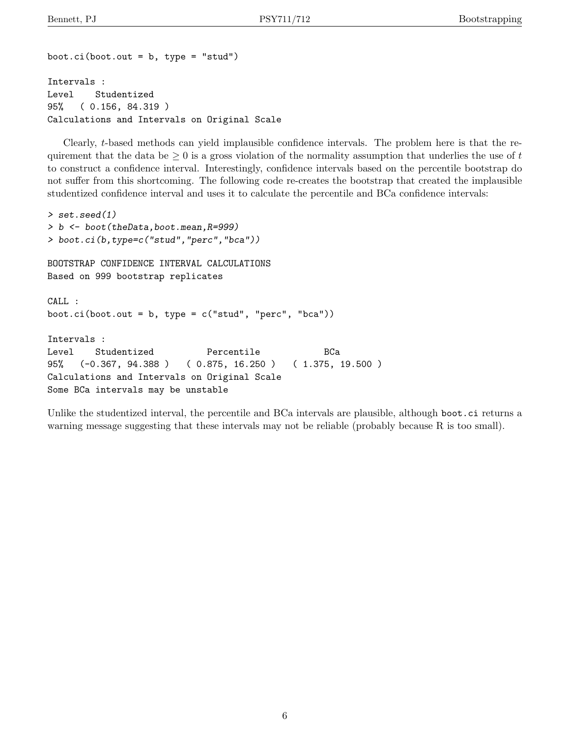```
boot.ci(boot.out = b, type = "stud")

Intervals :
Level    Studentized
95%   ( 0.156, 84.319 )
Calculations and Intervals on Original Scale
```

Clearly, $t$-based methods can yield implausible confidence intervals. The problem here is that the requirement that the data be $\geq 0$ is a gross violation of the normality assumption that underlies the use of $t$ to construct a confidence interval. Interestingly, confidence intervals based on the percentile bootstrap do not suffer from this shortcoming. The following code re-creates the bootstrap that created the implausible studentized confidence interval and uses it to calculate the percentile and BCa confidence intervals:

```
> set.seed(1)
> b <- boot(theData,boot.mean,R=999)
> boot.ci(b,type=c("stud","perc","bca"))

BOOTSTRAP CONFIDENCE INTERVAL CALCULATIONS
Based on 999 bootstrap replicates

CALL :
boot.ci(boot.out = b, type = c("stud", "perc", "bca"))

Intervals :
Level    Studentized          Percentile            BCa
95%   (-0.367, 94.388 )   ( 0.875, 16.250 )   ( 1.375, 19.500 )
Calculations and Intervals on Original Scale
Some BCa intervals may be unstable
```

Unlike the studentized interval, the percentile and BCa intervals are plausible, although `boot.ci` returns a warning message suggesting that these intervals may not be reliable (probably because R is too small).